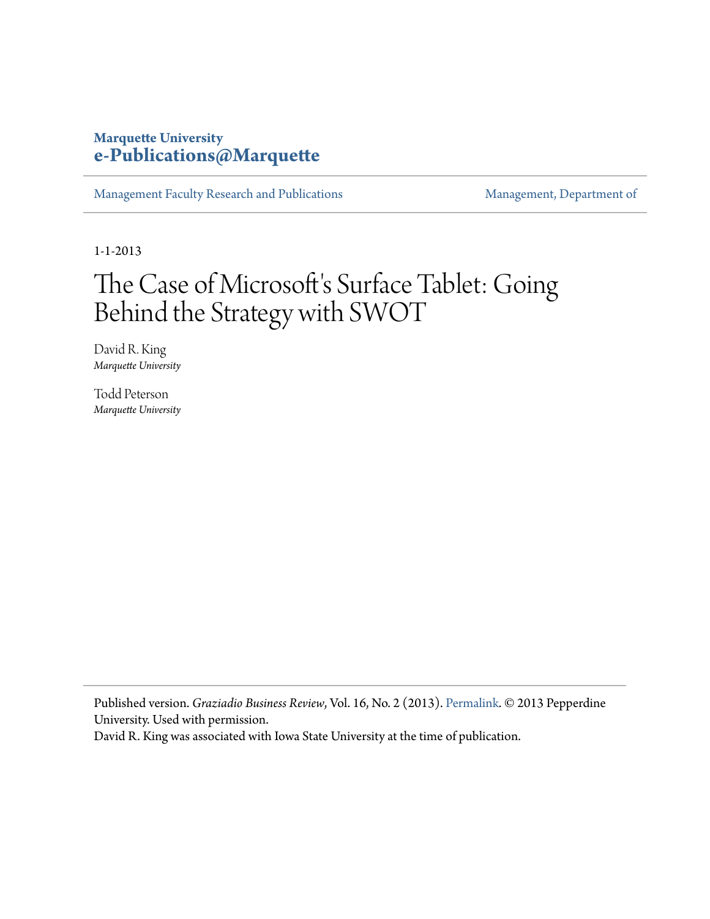**Marquette University**
**e-Publications@Marquette**

Management Faculty Research and Publications | Management, Department of

1-1-2013

# The Case of Microsoft's Surface Tablet: Going Behind the Strategy with SWOT

David R. King
*Marquette University*

Todd Peterson
*Marquette University*

Published version. *Graziadio Business Review*, Vol. 16, No. 2 (2013). Permalink. © 2013 Pepperdine University. Used with permission.
David R. King was associated with Iowa State University at the time of publication.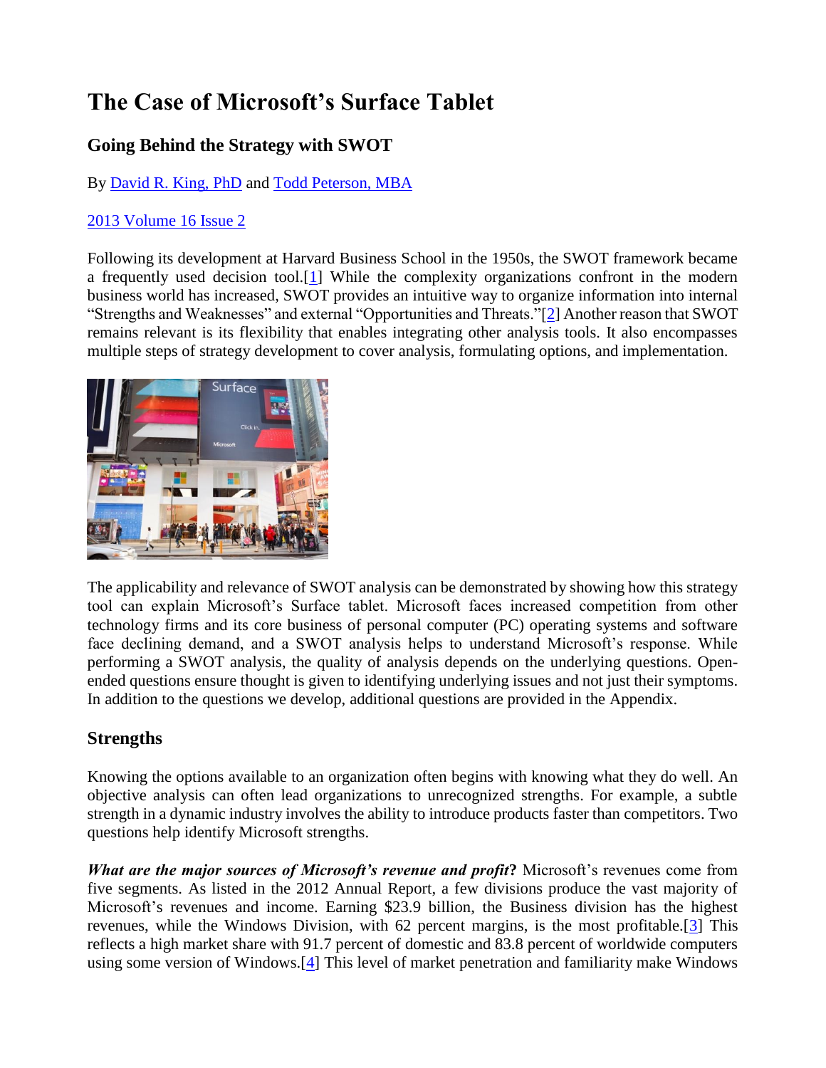# The Case of Microsoft's Surface Tablet

## Going Behind the Strategy with SWOT

By David R. King, PhD and Todd Peterson, MBA

2013 Volume 16 Issue 2

Following its development at Harvard Business School in the 1950s, the SWOT framework became a frequently used decision tool.[1] While the complexity organizations confront in the modern business world has increased, SWOT provides an intuitive way to organize information into internal "Strengths and Weaknesses" and external "Opportunities and Threats."[2] Another reason that SWOT remains relevant is its flexibility that enables integrating other analysis tools. It also encompasses multiple steps of strategy development to cover analysis, formulating options, and implementation.

The applicability and relevance of SWOT analysis can be demonstrated by showing how this strategy tool can explain Microsoft's Surface tablet. Microsoft faces increased competition from other technology firms and its core business of personal computer (PC) operating systems and software face declining demand, and a SWOT analysis helps to understand Microsoft's response. While performing a SWOT analysis, the quality of analysis depends on the underlying questions. Open-ended questions ensure thought is given to identifying underlying issues and not just their symptoms. In addition to the questions we develop, additional questions are provided in the Appendix.

## Strengths

Knowing the options available to an organization often begins with knowing what they do well. An objective analysis can often lead organizations to unrecognized strengths. For example, a subtle strength in a dynamic industry involves the ability to introduce products faster than competitors. Two questions help identify Microsoft strengths.

***What are the major sources of Microsoft's revenue and profit*?** Microsoft's revenues come from five segments. As listed in the 2012 Annual Report, a few divisions produce the vast majority of Microsoft's revenues and income. Earning $23.9 billion, the Business division has the highest revenues, while the Windows Division, with 62 percent margins, is the most profitable.[3] This reflects a high market share with 91.7 percent of domestic and 83.8 percent of worldwide computers using some version of Windows.[4] This level of market penetration and familiarity make Windows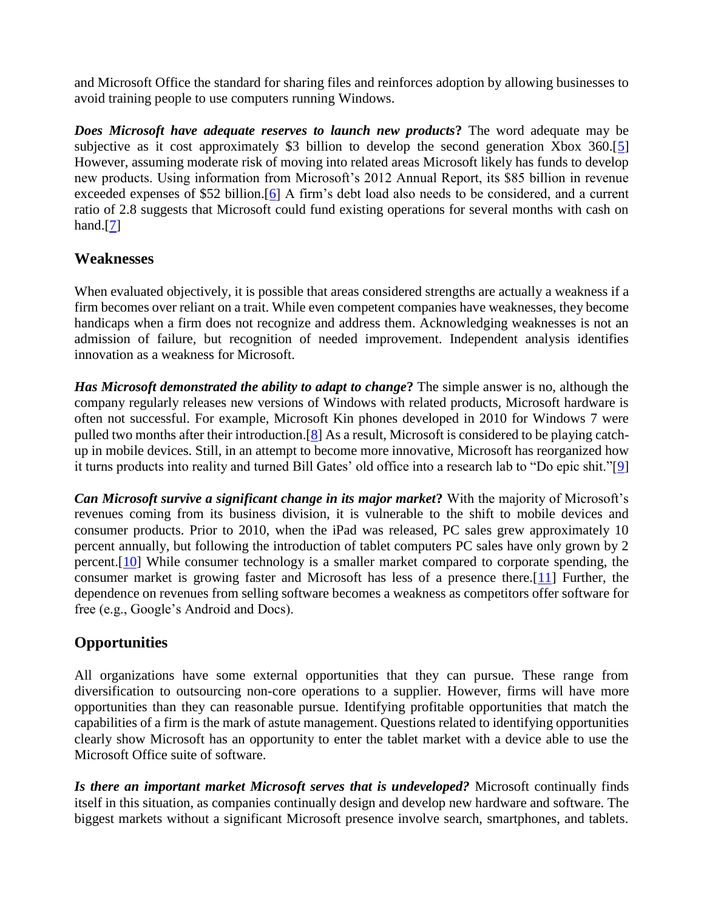and Microsoft Office the standard for sharing files and reinforces adoption by allowing businesses to avoid training people to use computers running Windows.

***Does Microsoft have adequate reserves to launch new products*?** The word adequate may be subjective as it cost approximately $3 billion to develop the second generation Xbox 360.[5] However, assuming moderate risk of moving into related areas Microsoft likely has funds to develop new products. Using information from Microsoft's 2012 Annual Report, its $85 billion in revenue exceeded expenses of $52 billion.[6] A firm's debt load also needs to be considered, and a current ratio of 2.8 suggests that Microsoft could fund existing operations for several months with cash on hand.[7]

## Weaknesses

When evaluated objectively, it is possible that areas considered strengths are actually a weakness if a firm becomes over reliant on a trait. While even competent companies have weaknesses, they become handicaps when a firm does not recognize and address them. Acknowledging weaknesses is not an admission of failure, but recognition of needed improvement. Independent analysis identifies innovation as a weakness for Microsoft.

***Has Microsoft demonstrated the ability to adapt to change*?** The simple answer is no, although the company regularly releases new versions of Windows with related products, Microsoft hardware is often not successful. For example, Microsoft Kin phones developed in 2010 for Windows 7 were pulled two months after their introduction.[8] As a result, Microsoft is considered to be playing catch-up in mobile devices. Still, in an attempt to become more innovative, Microsoft has reorganized how it turns products into reality and turned Bill Gates' old office into a research lab to "Do epic shit."[9]

***Can Microsoft survive a significant change in its major market*?** With the majority of Microsoft's revenues coming from its business division, it is vulnerable to the shift to mobile devices and consumer products. Prior to 2010, when the iPad was released, PC sales grew approximately 10 percent annually, but following the introduction of tablet computers PC sales have only grown by 2 percent.[10] While consumer technology is a smaller market compared to corporate spending, the consumer market is growing faster and Microsoft has less of a presence there.[11] Further, the dependence on revenues from selling software becomes a weakness as competitors offer software for free (e.g., Google's Android and Docs).

## Opportunities

All organizations have some external opportunities that they can pursue. These range from diversification to outsourcing non-core operations to a supplier. However, firms will have more opportunities than they can reasonable pursue. Identifying profitable opportunities that match the capabilities of a firm is the mark of astute management. Questions related to identifying opportunities clearly show Microsoft has an opportunity to enter the tablet market with a device able to use the Microsoft Office suite of software.

***Is there an important market Microsoft serves that is undeveloped?*** Microsoft continually finds itself in this situation, as companies continually design and develop new hardware and software. The biggest markets without a significant Microsoft presence involve search, smartphones, and tablets.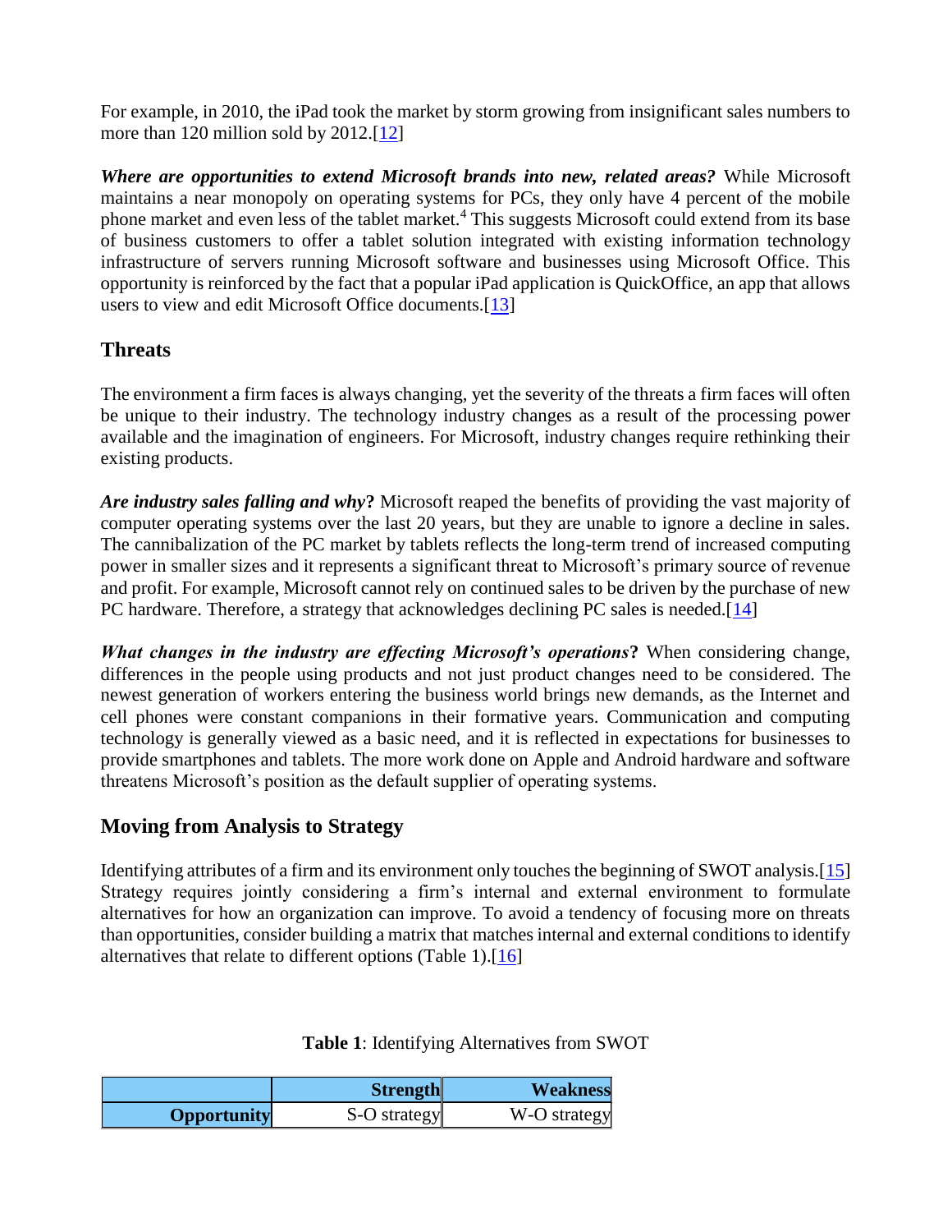For example, in 2010, the iPad took the market by storm growing from insignificant sales numbers to more than 120 million sold by 2012.[12]

***Where are opportunities to extend Microsoft brands into new, related areas?*** While Microsoft maintains a near monopoly on operating systems for PCs, they only have 4 percent of the mobile phone market and even less of the tablet market.[4] This suggests Microsoft could extend from its base of business customers to offer a tablet solution integrated with existing information technology infrastructure of servers running Microsoft software and businesses using Microsoft Office. This opportunity is reinforced by the fact that a popular iPad application is QuickOffice, an app that allows users to view and edit Microsoft Office documents.[13]

## Threats

The environment a firm faces is always changing, yet the severity of the threats a firm faces will often be unique to their industry. The technology industry changes as a result of the processing power available and the imagination of engineers. For Microsoft, industry changes require rethinking their existing products.

***Are industry sales falling and why*?** Microsoft reaped the benefits of providing the vast majority of computer operating systems over the last 20 years, but they are unable to ignore a decline in sales. The cannibalization of the PC market by tablets reflects the long-term trend of increased computing power in smaller sizes and it represents a significant threat to Microsoft's primary source of revenue and profit. For example, Microsoft cannot rely on continued sales to be driven by the purchase of new PC hardware. Therefore, a strategy that acknowledges declining PC sales is needed.[14]

***What changes in the industry are effecting Microsoft's operations*?** When considering change, differences in the people using products and not just product changes need to be considered. The newest generation of workers entering the business world brings new demands, as the Internet and cell phones were constant companions in their formative years. Communication and computing technology is generally viewed as a basic need, and it is reflected in expectations for businesses to provide smartphones and tablets. The more work done on Apple and Android hardware and software threatens Microsoft's position as the default supplier of operating systems.

## Moving from Analysis to Strategy

Identifying attributes of a firm and its environment only touches the beginning of SWOT analysis.[15] Strategy requires jointly considering a firm's internal and external environment to formulate alternatives for how an organization can improve. To avoid a tendency of focusing more on threats than opportunities, consider building a matrix that matches internal and external conditions to identify alternatives that relate to different options (Table 1).[16]

**Table 1**: Identifying Alternatives from SWOT

| | **Strength** | **Weakness** |
|---|---|---|
| **Opportunity** | S-O strategy | W-O strategy |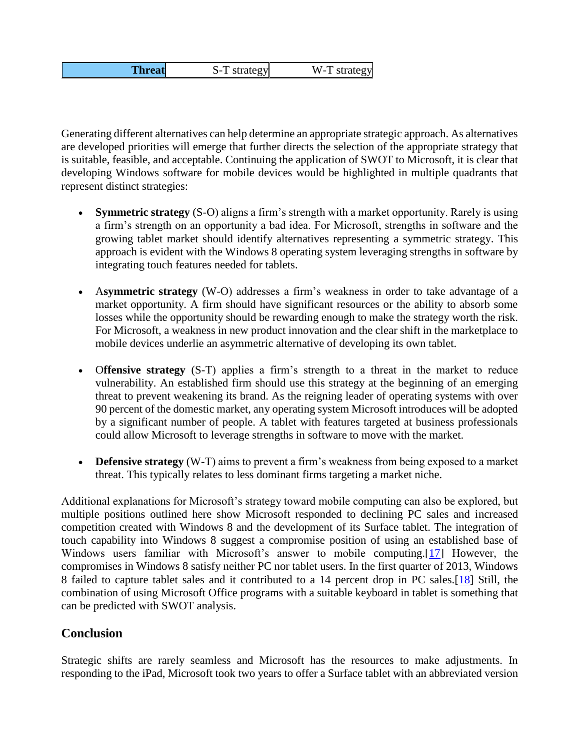| Threat | S-T strategy | W-T strategy |
|---|---|---|

Generating different alternatives can help determine an appropriate strategic approach. As alternatives are developed priorities will emerge that further directs the selection of the appropriate strategy that is suitable, feasible, and acceptable. Continuing the application of SWOT to Microsoft, it is clear that developing Windows software for mobile devices would be highlighted in multiple quadrants that represent distinct strategies:

- **Symmetric strategy** (S-O) aligns a firm's strength with a market opportunity. Rarely is using a firm's strength on an opportunity a bad idea. For Microsoft, strengths in software and the growing tablet market should identify alternatives representing a symmetric strategy. This approach is evident with the Windows 8 operating system leveraging strengths in software by integrating touch features needed for tablets.

- A**symmetric strategy** (W-O) addresses a firm's weakness in order to take advantage of a market opportunity. A firm should have significant resources or the ability to absorb some losses while the opportunity should be rewarding enough to make the strategy worth the risk. For Microsoft, a weakness in new product innovation and the clear shift in the marketplace to mobile devices underlie an asymmetric alternative of developing its own tablet.

- O**ffensive strategy** (S-T) applies a firm's strength to a threat in the market to reduce vulnerability. An established firm should use this strategy at the beginning of an emerging threat to prevent weakening its brand. As the reigning leader of operating systems with over 90 percent of the domestic market, any operating system Microsoft introduces will be adopted by a significant number of people. A tablet with features targeted at business professionals could allow Microsoft to leverage strengths in software to move with the market.

- **Defensive strategy** (W-T) aims to prevent a firm's weakness from being exposed to a market threat. This typically relates to less dominant firms targeting a market niche.

Additional explanations for Microsoft's strategy toward mobile computing can also be explored, but multiple positions outlined here show Microsoft responded to declining PC sales and increased competition created with Windows 8 and the development of its Surface tablet. The integration of touch capability into Windows 8 suggest a compromise position of using an established base of Windows users familiar with Microsoft's answer to mobile computing.[17] However, the compromises in Windows 8 satisfy neither PC nor tablet users. In the first quarter of 2013, Windows 8 failed to capture tablet sales and it contributed to a 14 percent drop in PC sales.[18] Still, the combination of using Microsoft Office programs with a suitable keyboard in tablet is something that can be predicted with SWOT analysis.

## Conclusion

Strategic shifts are rarely seamless and Microsoft has the resources to make adjustments. In responding to the iPad, Microsoft took two years to offer a Surface tablet with an abbreviated version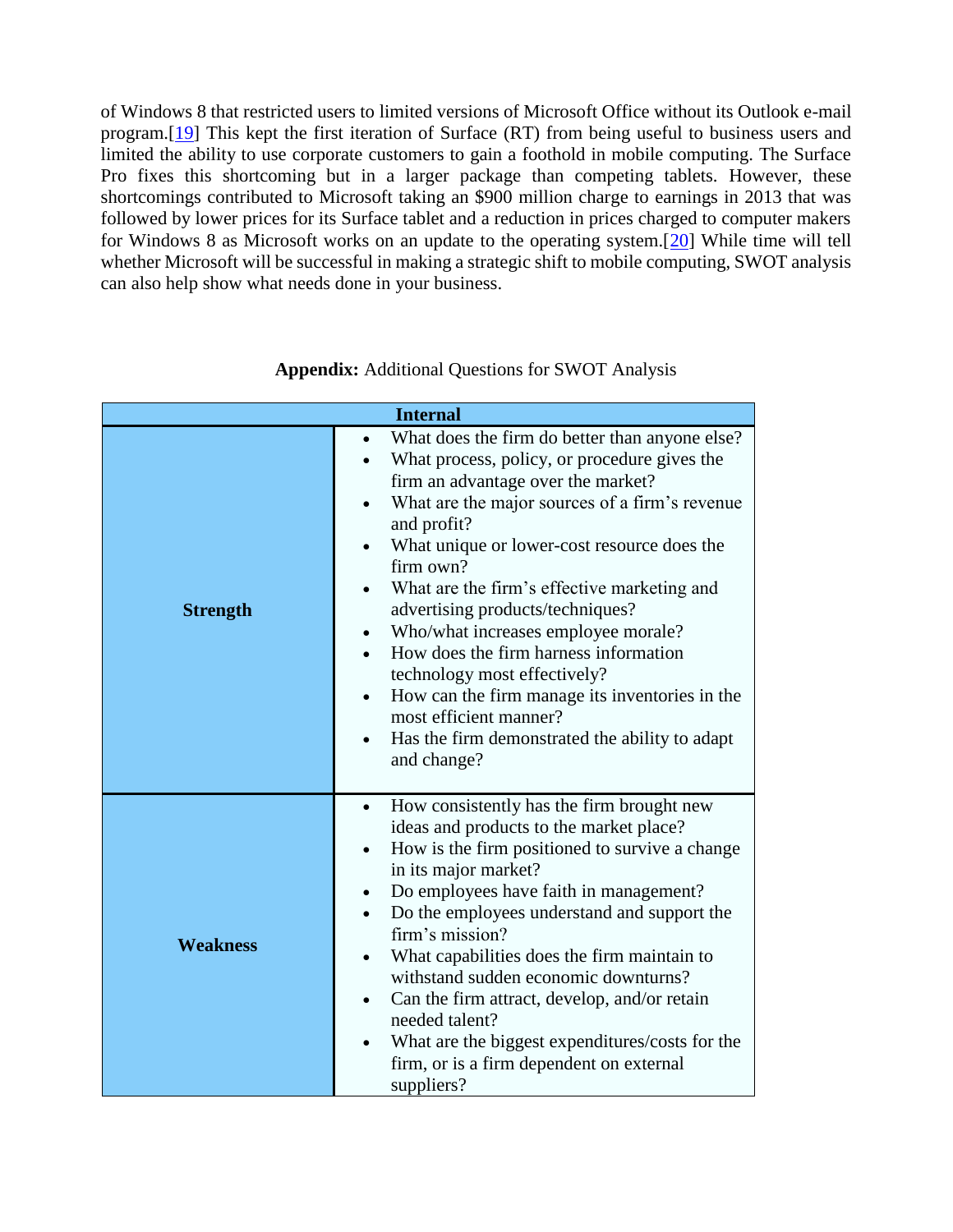of Windows 8 that restricted users to limited versions of Microsoft Office without its Outlook e-mail program.[19] This kept the first iteration of Surface (RT) from being useful to business users and limited the ability to use corporate customers to gain a foothold in mobile computing. The Surface Pro fixes this shortcoming but in a larger package than competing tablets. However, these shortcomings contributed to Microsoft taking an $900 million charge to earnings in 2013 that was followed by lower prices for its Surface tablet and a reduction in prices charged to computer makers for Windows 8 as Microsoft works on an update to the operating system.[20] While time will tell whether Microsoft will be successful in making a strategic shift to mobile computing, SWOT analysis can also help show what needs done in your business.

**Appendix:** Additional Questions for SWOT Analysis

| Internal | |
|---|---|
| **Strength** | • What does the firm do better than anyone else?<br>• What process, policy, or procedure gives the firm an advantage over the market?<br>• What are the major sources of a firm's revenue and profit?<br>• What unique or lower-cost resource does the firm own?<br>• What are the firm's effective marketing and advertising products/techniques?<br>• Who/what increases employee morale?<br>• How does the firm harness information technology most effectively?<br>• How can the firm manage its inventories in the most efficient manner?<br>• Has the firm demonstrated the ability to adapt and change? |
| **Weakness** | • How consistently has the firm brought new ideas and products to the market place?<br>• How is the firm positioned to survive a change in its major market?<br>• Do employees have faith in management?<br>• Do the employees understand and support the firm's mission?<br>• What capabilities does the firm maintain to withstand sudden economic downturns?<br>• Can the firm attract, develop, and/or retain needed talent?<br>• What are the biggest expenditures/costs for the firm, or is a firm dependent on external suppliers? |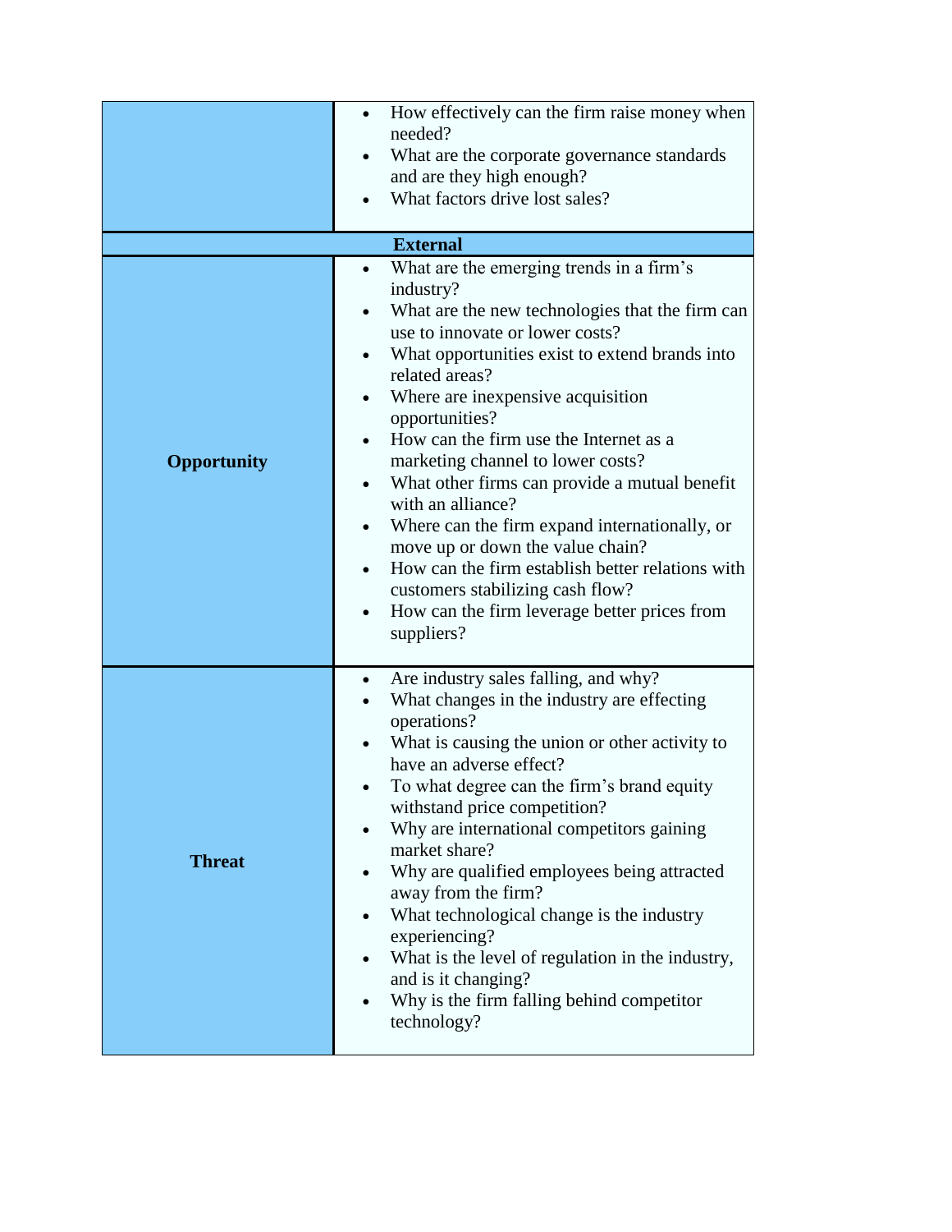| | |
|---|---|
| | • How effectively can the firm raise money when needed?<br>• What are the corporate governance standards and are they high enough?<br>• What factors drive lost sales? |
| **External** | |
| **Opportunity** | • What are the emerging trends in a firm's industry?<br>• What are the new technologies that the firm can use to innovate or lower costs?<br>• What opportunities exist to extend brands into related areas?<br>• Where are inexpensive acquisition opportunities?<br>• How can the firm use the Internet as a marketing channel to lower costs?<br>• What other firms can provide a mutual benefit with an alliance?<br>• Where can the firm expand internationally, or move up or down the value chain?<br>• How can the firm establish better relations with customers stabilizing cash flow?<br>• How can the firm leverage better prices from suppliers? |
| **Threat** | • Are industry sales falling, and why?<br>• What changes in the industry are effecting operations?<br>• What is causing the union or other activity to have an adverse effect?<br>• To what degree can the firm's brand equity withstand price competition?<br>• Why are international competitors gaining market share?<br>• Why are qualified employees being attracted away from the firm?<br>• What technological change is the industry experiencing?<br>• What is the level of regulation in the industry, and is it changing?<br>• Why is the firm falling behind competitor technology? |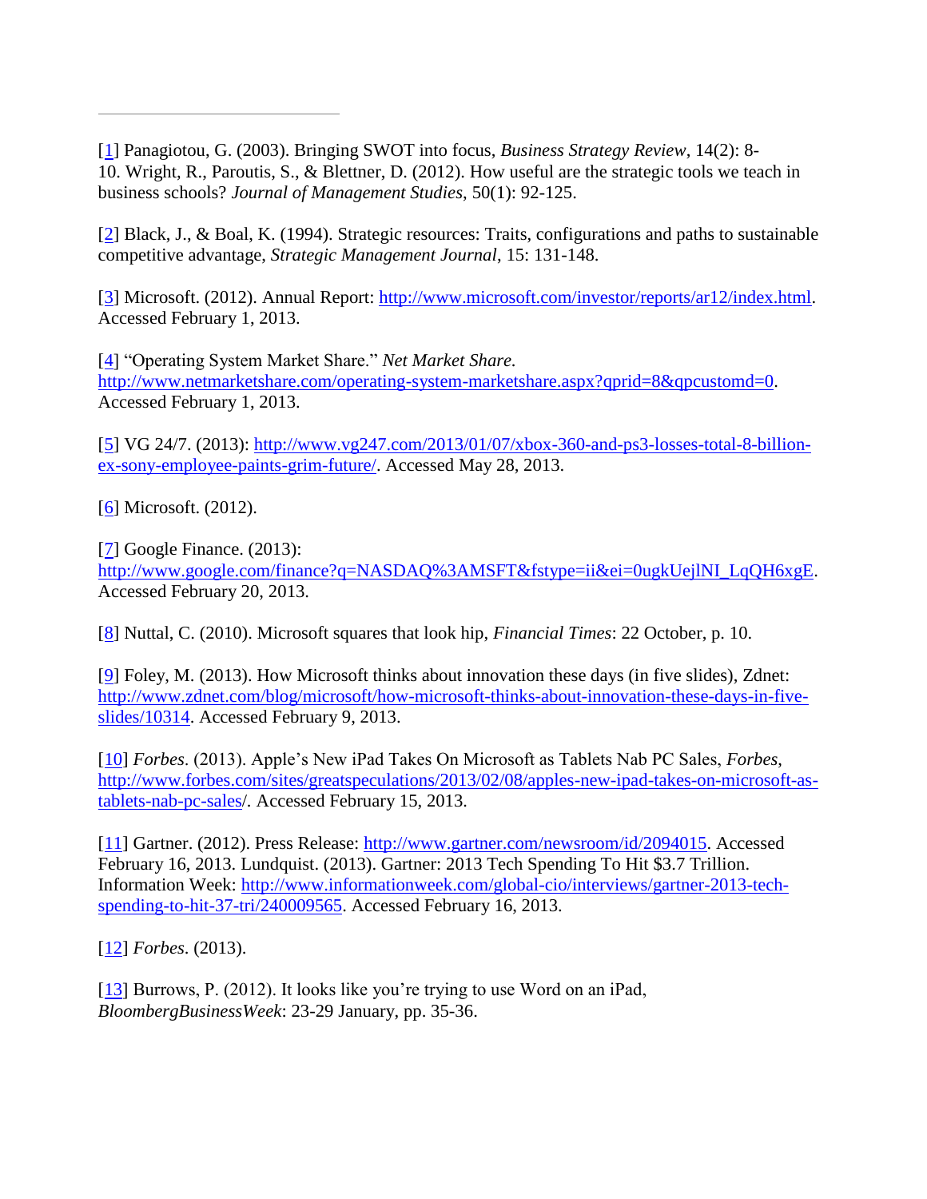---

[1] Panagiotou, G. (2003). Bringing SWOT into focus, *Business Strategy Review*, 14(2): 8-10. Wright, R., Paroutis, S., & Blettner, D. (2012). How useful are the strategic tools we teach in business schools? *Journal of Management Studies*, 50(1): 92-125.

[2] Black, J., & Boal, K. (1994). Strategic resources: Traits, configurations and paths to sustainable competitive advantage, *Strategic Management Journal*, 15: 131-148.

[3] Microsoft. (2012). Annual Report: http://www.microsoft.com/investor/reports/ar12/index.html. Accessed February 1, 2013.

[4] "Operating System Market Share." *Net Market Share*. http://www.netmarketshare.com/operating-system-marketshare.aspx?qprid=8&qpcustomd=0. Accessed February 1, 2013.

[5] VG 24/7. (2013): http://www.vg247.com/2013/01/07/xbox-360-and-ps3-losses-total-8-billion-ex-sony-employee-paints-grim-future/. Accessed May 28, 2013.

[6] Microsoft. (2012).

[7] Google Finance. (2013): http://www.google.com/finance?q=NASDAQ%3AMSFT&fstype=ii&ei=0ugkUejlNI_LqQH6xgE. Accessed February 20, 2013.

[8] Nuttal, C. (2010). Microsoft squares that look hip, *Financial Times*: 22 October, p. 10.

[9] Foley, M. (2013). How Microsoft thinks about innovation these days (in five slides), Zdnet: http://www.zdnet.com/blog/microsoft/how-microsoft-thinks-about-innovation-these-days-in-five-slides/10314. Accessed February 9, 2013.

[10] *Forbes*. (2013). Apple's New iPad Takes On Microsoft as Tablets Nab PC Sales, *Forbes*, http://www.forbes.com/sites/greatspeculations/2013/02/08/apples-new-ipad-takes-on-microsoft-as-tablets-nab-pc-sales/. Accessed February 15, 2013.

[11] Gartner. (2012). Press Release: http://www.gartner.com/newsroom/id/2094015. Accessed February 16, 2013. Lundquist. (2013). Gartner: 2013 Tech Spending To Hit $3.7 Trillion. Information Week: http://www.informationweek.com/global-cio/interviews/gartner-2013-tech-spending-to-hit-37-tri/240009565. Accessed February 16, 2013.

[12] *Forbes*. (2013).

[13] Burrows, P. (2012). It looks like you're trying to use Word on an iPad, *BloombergBusinessWeek*: 23-29 January, pp. 35-36.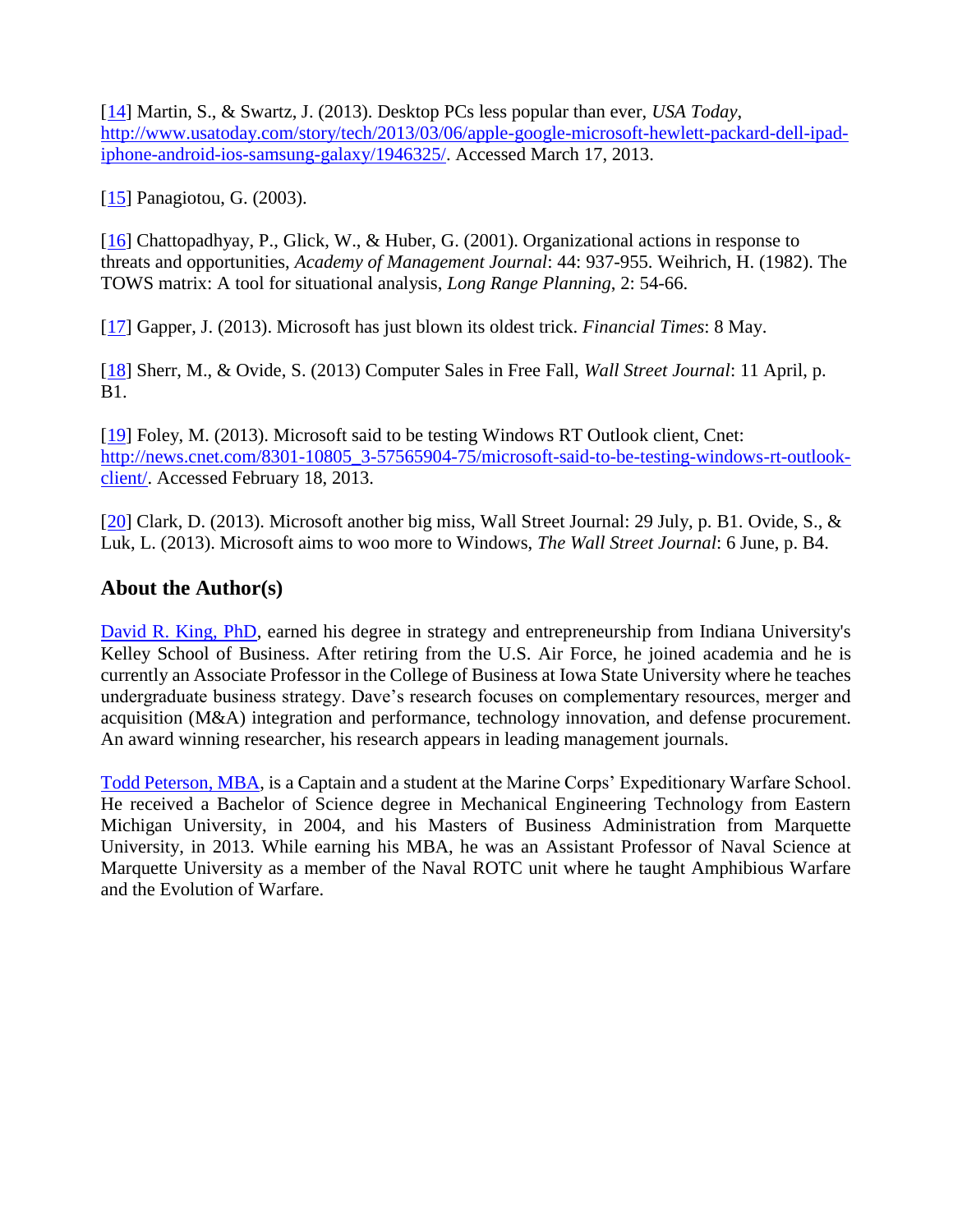[14] Martin, S., & Swartz, J. (2013). Desktop PCs less popular than ever, *USA Today*, http://www.usatoday.com/story/tech/2013/03/06/apple-google-microsoft-hewlett-packard-dell-ipad-iphone-android-ios-samsung-galaxy/1946325/. Accessed March 17, 2013.

[15] Panagiotou, G. (2003).

[16] Chattopadhyay, P., Glick, W., & Huber, G. (2001). Organizational actions in response to threats and opportunities, *Academy of Management Journal*: 44: 937-955. Weihrich, H. (1982). The TOWS matrix: A tool for situational analysis, *Long Range Planning*, 2: 54-66.

[17] Gapper, J. (2013). Microsoft has just blown its oldest trick. *Financial Times*: 8 May.

[18] Sherr, M., & Ovide, S. (2013) Computer Sales in Free Fall, *Wall Street Journal*: 11 April, p. B1.

[19] Foley, M. (2013). Microsoft said to be testing Windows RT Outlook client, Cnet: http://news.cnet.com/8301-10805_3-57565904-75/microsoft-said-to-be-testing-windows-rt-outlook-client/. Accessed February 18, 2013.

[20] Clark, D. (2013). Microsoft another big miss, Wall Street Journal: 29 July, p. B1. Ovide, S., & Luk, L. (2013). Microsoft aims to woo more to Windows, *The Wall Street Journal*: 6 June, p. B4.

## About the Author(s)

David R. King, PhD, earned his degree in strategy and entrepreneurship from Indiana University's Kelley School of Business. After retiring from the U.S. Air Force, he joined academia and he is currently an Associate Professor in the College of Business at Iowa State University where he teaches undergraduate business strategy. Dave's research focuses on complementary resources, merger and acquisition (M&A) integration and performance, technology innovation, and defense procurement. An award winning researcher, his research appears in leading management journals.

Todd Peterson, MBA, is a Captain and a student at the Marine Corps' Expeditionary Warfare School. He received a Bachelor of Science degree in Mechanical Engineering Technology from Eastern Michigan University, in 2004, and his Masters of Business Administration from Marquette University, in 2013. While earning his MBA, he was an Assistant Professor of Naval Science at Marquette University as a member of the Naval ROTC unit where he taught Amphibious Warfare and the Evolution of Warfare.